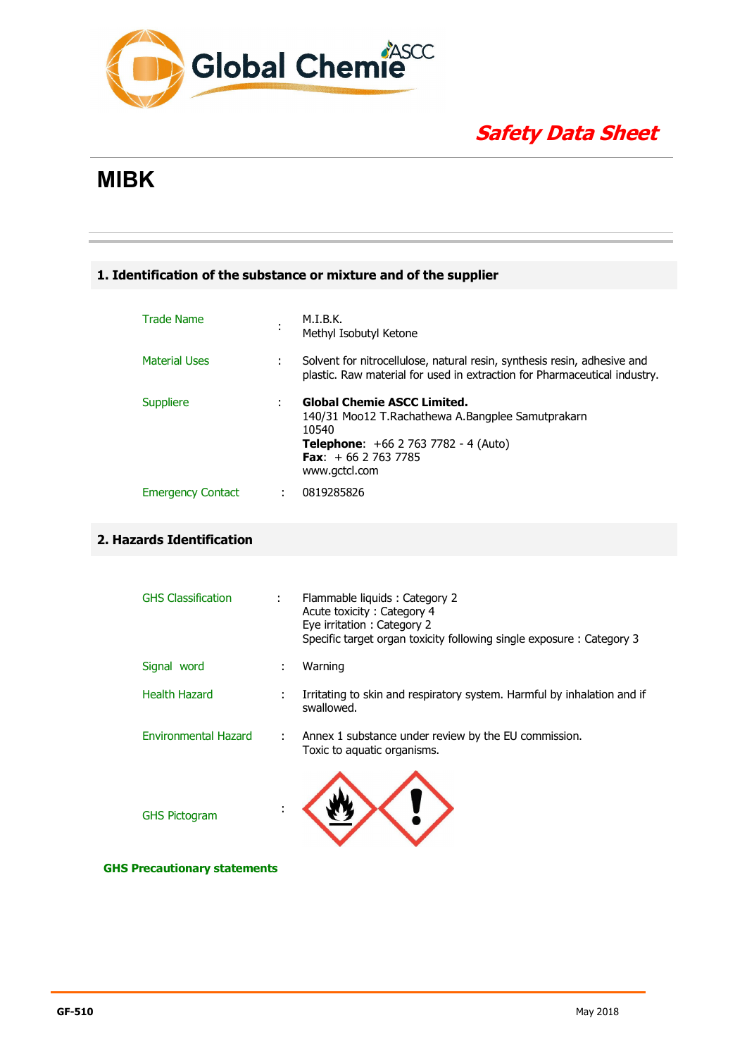Global Chemie ASCC

*Safety Data Sheet*

# MIBK

## 1. Identification of the substance or mixture and of the supplier

| | | |
|---|---|---|
| Trade Name | : | M.I.B.K.<br>Methyl Isobutyl Ketone |
| Material Uses | : | Solvent for nitrocellulose, natural resin, synthesis resin, adhesive and plastic. Raw material for used in extraction for Pharmaceutical industry. |
| Suppliere | : | **Global Chemie ASCC Limited.**<br>140/31 Moo12 T.Rachathewa A.Bangplee Samutprakarn 10540<br>**Telephone**: +66 2 763 7782 - 4 (Auto)<br>**Fax**: + 66 2 763 7785<br>www.gctcl.com |
| Emergency Contact | : | 0819285826 |

## 2. Hazards Identification

| | | |
|---|---|---|
| GHS Classification | : | Flammable liquids : Category 2<br>Acute toxicity : Category 4<br>Eye irritation : Category 2<br>Specific target organ toxicity following single exposure : Category 3 |
| Signal word | : | Warning |
| Health Hazard | : | Irritating to skin and respiratory system. Harmful by inhalation and if swallowed. |
| Environmental Hazard | : | Annex 1 substance under review by the EU commission.<br>Toxic to aquatic organisms. |
| GHS Pictogram | : | |

**GHS Precautionary statements**

GF-510 May 2018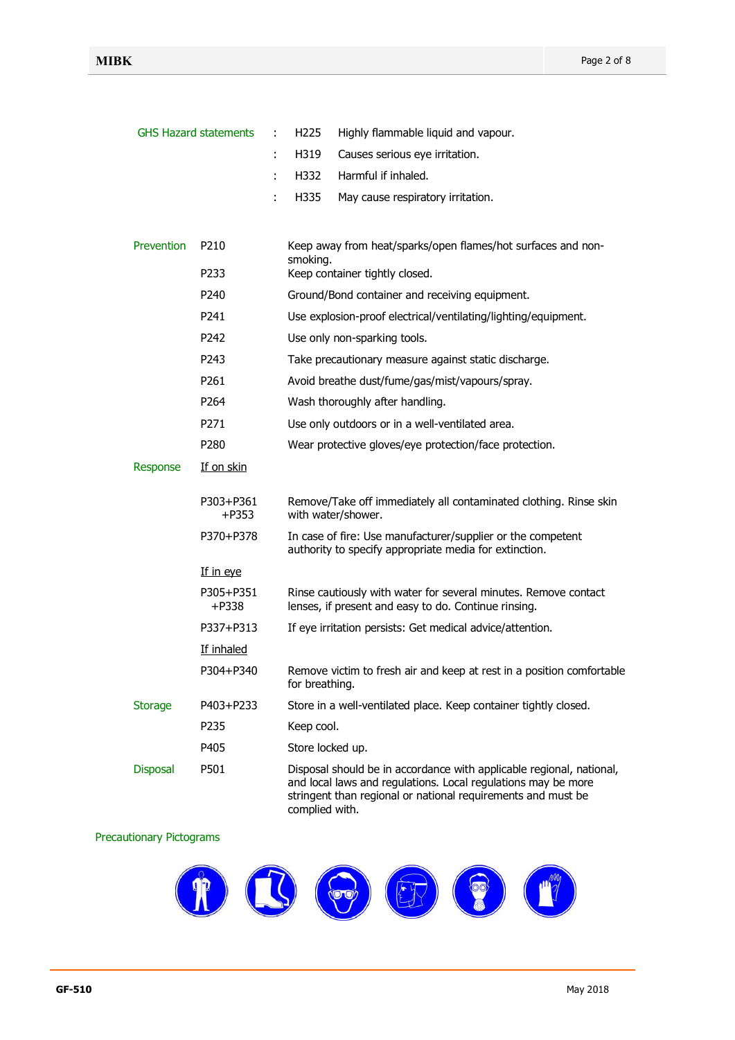**GHS Hazard statements**

| | | |
|---|---|---|
| : | H225 | Highly flammable liquid and vapour. |
| : | H319 | Causes serious eye irritation. |
| : | H332 | Harmful if inhaled. |
| : | H335 | May cause respiratory irritation. |

| | | |
|---|---|---|
| Prevention | P210 | Keep away from heat/sparks/open flames/hot surfaces and non-smoking. |
| | P233 | Keep container tightly closed. |
| | P240 | Ground/Bond container and receiving equipment. |
| | P241 | Use explosion-proof electrical/ventilating/lighting/equipment. |
| | P242 | Use only non-sparking tools. |
| | P243 | Take precautionary measure against static discharge. |
| | P261 | Avoid breathe dust/fume/gas/mist/vapours/spray. |
| | P264 | Wash thoroughly after handling. |
| | P271 | Use only outdoors or in a well-ventilated area. |
| | P280 | Wear protective gloves/eye protection/face protection. |
| Response | <u>If on skin</u> | |
| | P303+P361 +P353 | Remove/Take off immediately all contaminated clothing. Rinse skin with water/shower. |
| | P370+P378 | In case of fire: Use manufacturer/supplier or the competent authority to specify appropriate media for extinction. |
| | <u>If in eye</u> | |
| | P305+P351 +P338 | Rinse cautiously with water for several minutes. Remove contact lenses, if present and easy to do. Continue rinsing. |
| | P337+P313 | If eye irritation persists: Get medical advice/attention. |
| | <u>If inhaled</u> | |
| | P304+P340 | Remove victim to fresh air and keep at rest in a position comfortable for breathing. |
| Storage | P403+P233 | Store in a well-ventilated place. Keep container tightly closed. |
| | P235 | Keep cool. |
| | P405 | Store locked up. |
| Disposal | P501 | Disposal should be in accordance with applicable regional, national, and local laws and regulations. Local regulations may be more stringent than regional or national requirements and must be complied with. |

**Precautionary Pictograms**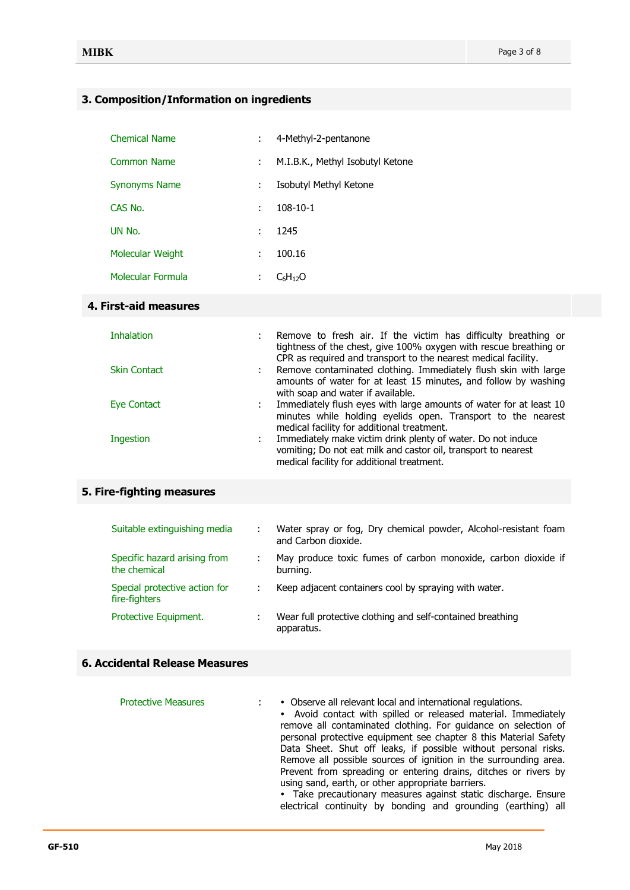## 3. Composition/Information on ingredients

| | | |
|---|---|---|
| Chemical Name | : | 4-Methyl-2-pentanone |
| Common Name | : | M.I.B.K., Methyl Isobutyl Ketone |
| Synonyms Name | : | Isobutyl Methyl Ketone |
| CAS No. | : | 108-10-1 |
| UN No. | : | 1245 |
| Molecular Weight | : | 100.16 |
| Molecular Formula | : | $C_6H_{12}O$ |

## 4. First-aid measures

| | | |
|---|---|---|
| Inhalation | : | Remove to fresh air. If the victim has difficulty breathing or tightness of the chest, give 100% oxygen with rescue breathing or CPR as required and transport to the nearest medical facility. |
| Skin Contact | : | Remove contaminated clothing. Immediately flush skin with large amounts of water for at least 15 minutes, and follow by washing with soap and water if available. |
| Eye Contact | : | Immediately flush eyes with large amounts of water for at least 10 minutes while holding eyelids open. Transport to the nearest medical facility for additional treatment. |
| Ingestion | : | Immediately make victim drink plenty of water. Do not induce vomiting; Do not eat milk and castor oil, transport to nearest medical facility for additional treatment. |

## 5. Fire-fighting measures

| | | |
|---|---|---|
| Suitable extinguishing media | : | Water spray or fog, Dry chemical powder, Alcohol-resistant foam and Carbon dioxide. |
| Specific hazard arising from the chemical | : | May produce toxic fumes of carbon monoxide, carbon dioxide if burning. |
| Special protective action for fire-fighters | : | Keep adjacent containers cool by spraying with water. |
| Protective Equipment. | : | Wear full protective clothing and self-contained breathing apparatus. |

## 6. Accidental Release Measures

Protective Measures :

- Observe all relevant local and international regulations.
- Avoid contact with spilled or released material. Immediately remove all contaminated clothing. For guidance on selection of personal protective equipment see chapter 8 this Material Safety Data Sheet. Shut off leaks, if possible without personal risks. Remove all possible sources of ignition in the surrounding area. Prevent from spreading or entering drains, ditches or rivers by using sand, earth, or other appropriate barriers.
- Take precautionary measures against static discharge. Ensure electrical continuity by bonding and grounding (earthing) all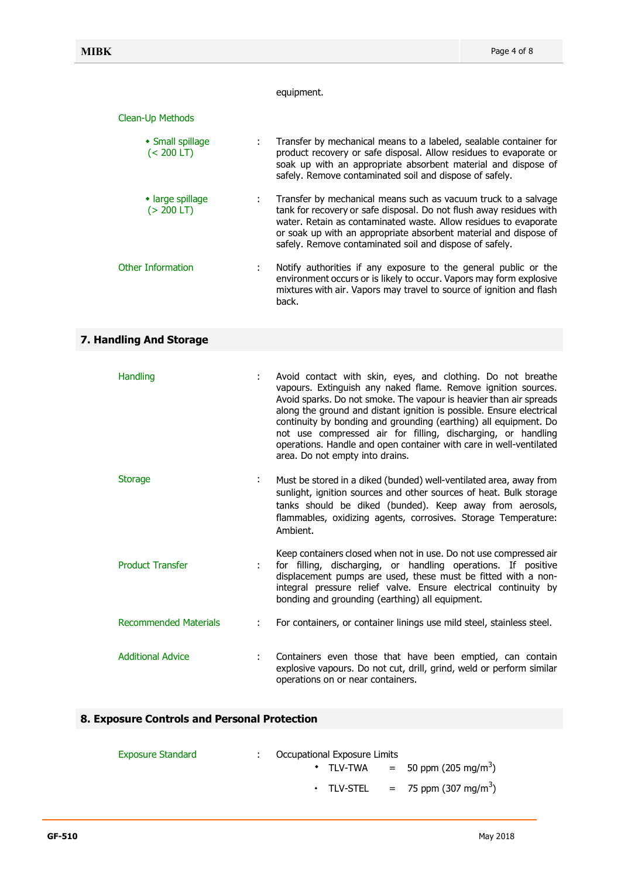equipment.

Clean-Up Methods

| | | |
|---|---|---|
| • Small spillage (< 200 LT) | : | Transfer by mechanical means to a labeled, sealable container for product recovery or safe disposal. Allow residues to evaporate or soak up with an appropriate absorbent material and dispose of safely. Remove contaminated soil and dispose of safely. |
| • large spillage (> 200 LT) | : | Transfer by mechanical means such as vacuum truck to a salvage tank for recovery or safe disposal. Do not flush away residues with water. Retain as contaminated waste. Allow residues to evaporate or soak up with an appropriate absorbent material and dispose of safely. Remove contaminated soil and dispose of safely. |
| Other Information | : | Notify authorities if any exposure to the general public or the environment occurs or is likely to occur. Vapors may form explosive mixtures with air. Vapors may travel to source of ignition and flash back. |

## 7. Handling And Storage

| | | |
|---|---|---|
| Handling | : | Avoid contact with skin, eyes, and clothing. Do not breathe vapours. Extinguish any naked flame. Remove ignition sources. Avoid sparks. Do not smoke. The vapour is heavier than air spreads along the ground and distant ignition is possible. Ensure electrical continuity by bonding and grounding (earthing) all equipment. Do not use compressed air for filling, discharging, or handling operations. Handle and open container with care in well-ventilated area. Do not empty into drains. |
| Storage | : | Must be stored in a diked (bunded) well-ventilated area, away from sunlight, ignition sources and other sources of heat. Bulk storage tanks should be diked (bunded). Keep away from aerosols, flammables, oxidizing agents, corrosives. Storage Temperature: Ambient. |
| Product Transfer | : | Keep containers closed when not in use. Do not use compressed air for filling, discharging, or handling operations. If positive displacement pumps are used, these must be fitted with a non-integral pressure relief valve. Ensure electrical continuity by bonding and grounding (earthing) all equipment. |
| Recommended Materials | : | For containers, or container linings use mild steel, stainless steel. |
| Additional Advice | : | Containers even those that have been emptied, can contain explosive vapours. Do not cut, drill, grind, weld or perform similar operations on or near containers. |

## 8. Exposure Controls and Personal Protection

Exposure Standard : Occupational Exposure Limits

- TLV-TWA = 50 ppm (205 $mg/m^3$)
- TLV-STEL = 75 ppm (307 $mg/m^3$)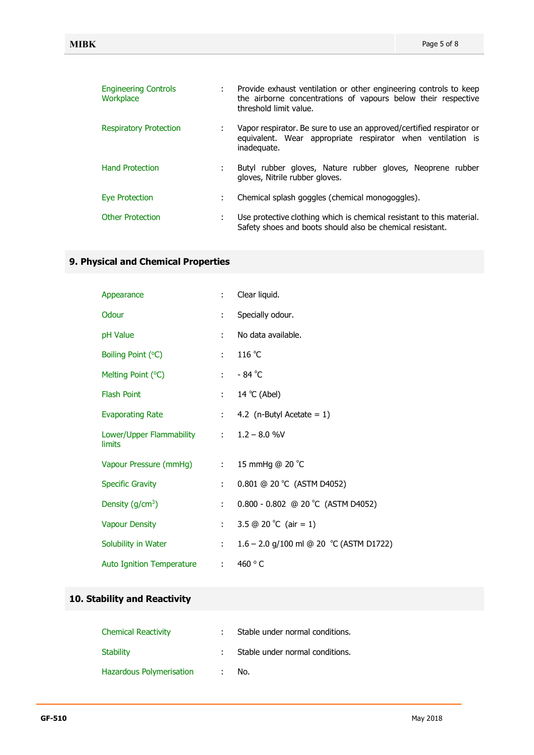| | | |
|---|---|---|
| Engineering Controls Workplace | : | Provide exhaust ventilation or other engineering controls to keep the airborne concentrations of vapours below their respective threshold limit value. |
| Respiratory Protection | : | Vapor respirator. Be sure to use an approved/certified respirator or equivalent. Wear appropriate respirator when ventilation is inadequate. |
| Hand Protection | : | Butyl rubber gloves, Nature rubber gloves, Neoprene rubber gloves, Nitrile rubber gloves. |
| Eye Protection | : | Chemical splash goggles (chemical monogoggles). |
| Other Protection | : | Use protective clothing which is chemical resistant to this material. Safety shoes and boots should also be chemical resistant. |

## 9. Physical and Chemical Properties

| | | |
|---|---|---|
| Appearance | : | Clear liquid. |
| Odour | : | Specially odour. |
| pH Value | : | No data available. |
| Boiling Point (°C) | : | 116 °C |
| Melting Point (°C) | : | - 84 °C |
| Flash Point | : | 14 °C (Abel) |
| Evaporating Rate | : | 4.2 (n-Butyl Acetate = 1) |
| Lower/Upper Flammability limits | : | 1.2 – 8.0 %V |
| Vapour Pressure (mmHg) | : | 15 mmHg @ 20 °C |
| Specific Gravity | : | 0.801 @ 20 °C (ASTM D4052) |
| Density (g/cm$^3$) | : | 0.800 - 0.802 @ 20 °C (ASTM D4052) |
| Vapour Density | : | 3.5 @ 20 °C (air = 1) |
| Solubility in Water | : | 1.6 – 2.0 g/100 ml @ 20 °C (ASTM D1722) |
| Auto Ignition Temperature | : | 460 ° C |

## 10. Stability and Reactivity

| | | |
|---|---|---|
| Chemical Reactivity | : | Stable under normal conditions. |
| Stability | : | Stable under normal conditions. |
| Hazardous Polymerisation | : | No. |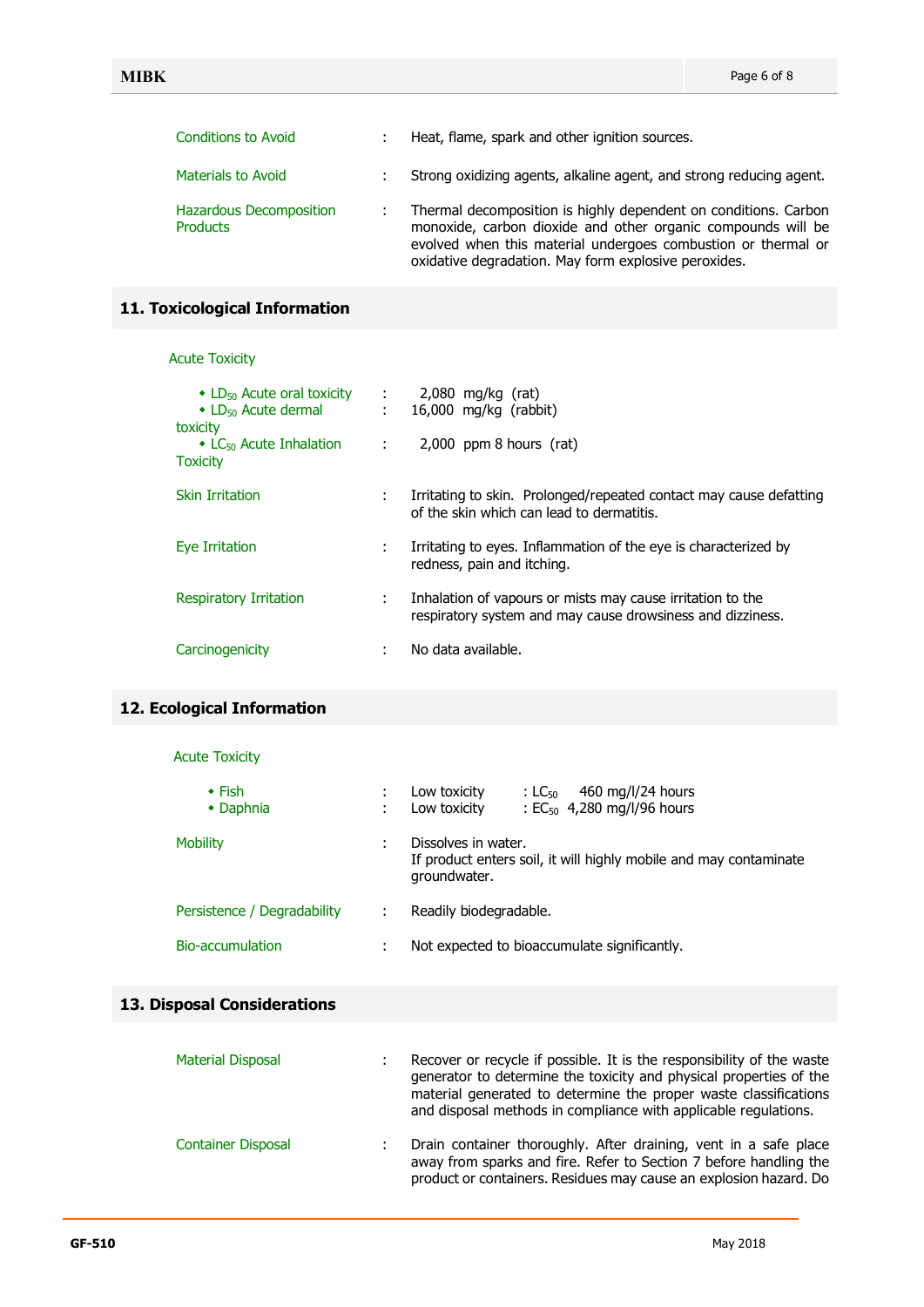Conditions to Avoid : Heat, flame, spark and other ignition sources.

Materials to Avoid : Strong oxidizing agents, alkaline agent, and strong reducing agent.

Hazardous Decomposition Products : Thermal decomposition is highly dependent on conditions. Carbon monoxide, carbon dioxide and other organic compounds will be evolved when this material undergoes combustion or thermal or oxidative degradation. May form explosive peroxides.

## 11. Toxicological Information

Acute Toxicity

- $LD_{50}$ Acute oral toxicity : 2,080 mg/kg (rat)
- $LD_{50}$ Acute dermal toxicity : 16,000 mg/kg (rabbit)
- $LC_{50}$ Acute Inhalation Toxicity : 2,000 ppm 8 hours (rat)

Skin Irritation : Irritating to skin. Prolonged/repeated contact may cause defatting of the skin which can lead to dermatitis.

Eye Irritation : Irritating to eyes. Inflammation of the eye is characterized by redness, pain and itching.

Respiratory Irritation : Inhalation of vapours or mists may cause irritation to the respiratory system and may cause drowsiness and dizziness.

Carcinogenicity : No data available.

## 12. Ecological Information

Acute Toxicity

- Fish : Low toxicity : $LC_{50}$ 460 mg/l/24 hours
- Daphnia : Low toxicity : $EC_{50}$ 4,280 mg/l/96 hours

Mobility : Dissolves in water.
If product enters soil, it will highly mobile and may contaminate groundwater.

Persistence / Degradability : Readily biodegradable.

Bio-accumulation : Not expected to bioaccumulate significantly.

## 13. Disposal Considerations

Material Disposal : Recover or recycle if possible. It is the responsibility of the waste generator to determine the toxicity and physical properties of the material generated to determine the proper waste classifications and disposal methods in compliance with applicable regulations.

Container Disposal : Drain container thoroughly. After draining, vent in a safe place away from sparks and fire. Refer to Section 7 before handling the product or containers. Residues may cause an explosion hazard. Do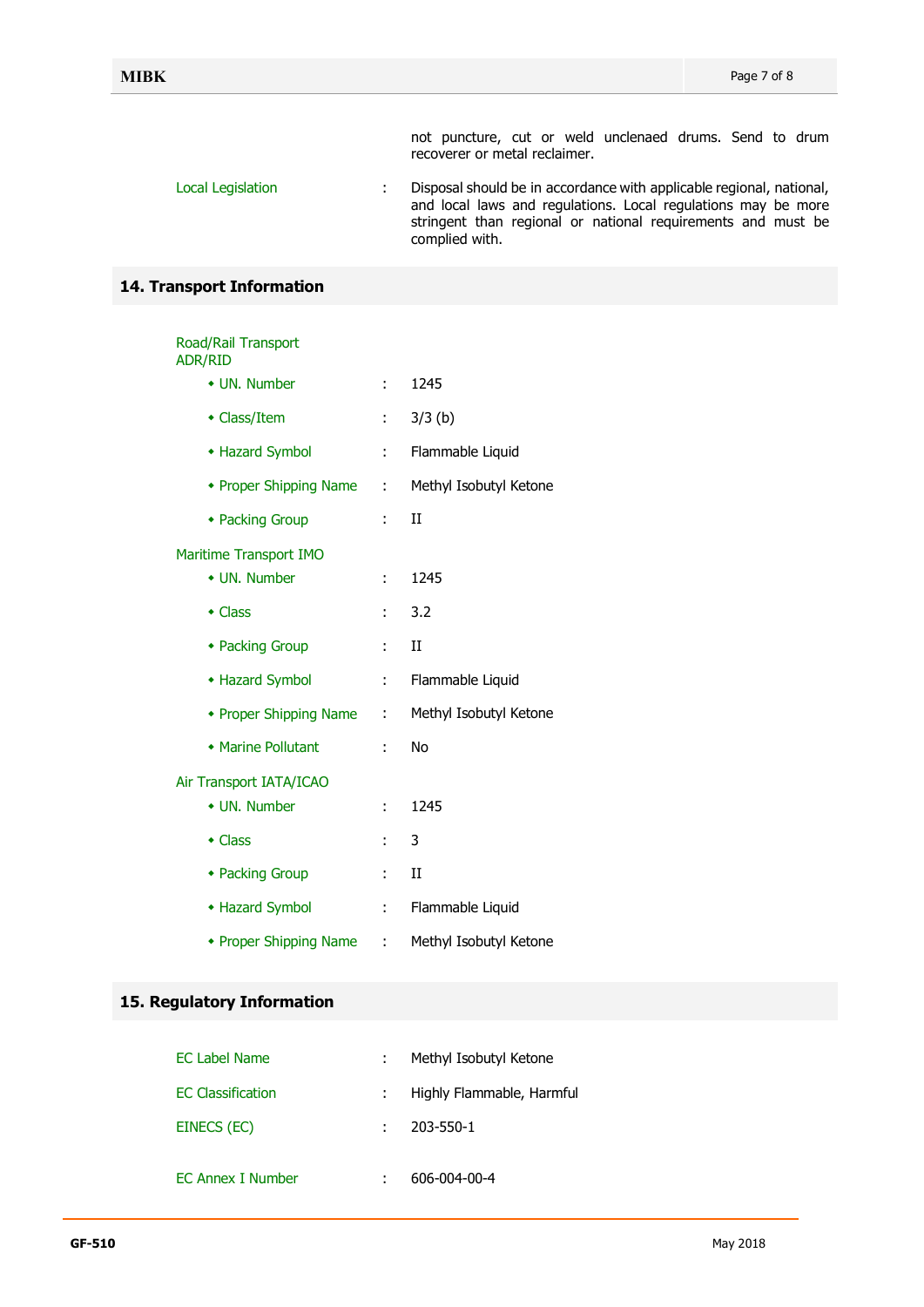not puncture, cut or weld unclenaed drums. Send to drum recoverer or metal reclaimer.

| | | |
|---|---|---|
| Local Legislation | : | Disposal should be in accordance with applicable regional, national, and local laws and regulations. Local regulations may be more stringent than regional or national requirements and must be complied with. |

## 14. Transport Information

**Road/Rail Transport ADR/RID**

- UN. Number : 1245
- Class/Item : 3/3 (b)
- Hazard Symbol : Flammable Liquid
- Proper Shipping Name : Methyl Isobutyl Ketone
- Packing Group : II

**Maritime Transport IMO**

- UN. Number : 1245
- Class : 3.2
- Packing Group : II
- Hazard Symbol : Flammable Liquid
- Proper Shipping Name : Methyl Isobutyl Ketone
- Marine Pollutant : No

**Air Transport IATA/ICAO**

- UN. Number : 1245
- Class : 3
- Packing Group : II
- Hazard Symbol : Flammable Liquid
- Proper Shipping Name : Methyl Isobutyl Ketone

## 15. Regulatory Information

| | | |
|---|---|---|
| EC Label Name | : | Methyl Isobutyl Ketone |
| EC Classification | : | Highly Flammable, Harmful |
| EINECS (EC) | : | 203-550-1 |
| EC Annex I Number | : | 606-004-00-4 |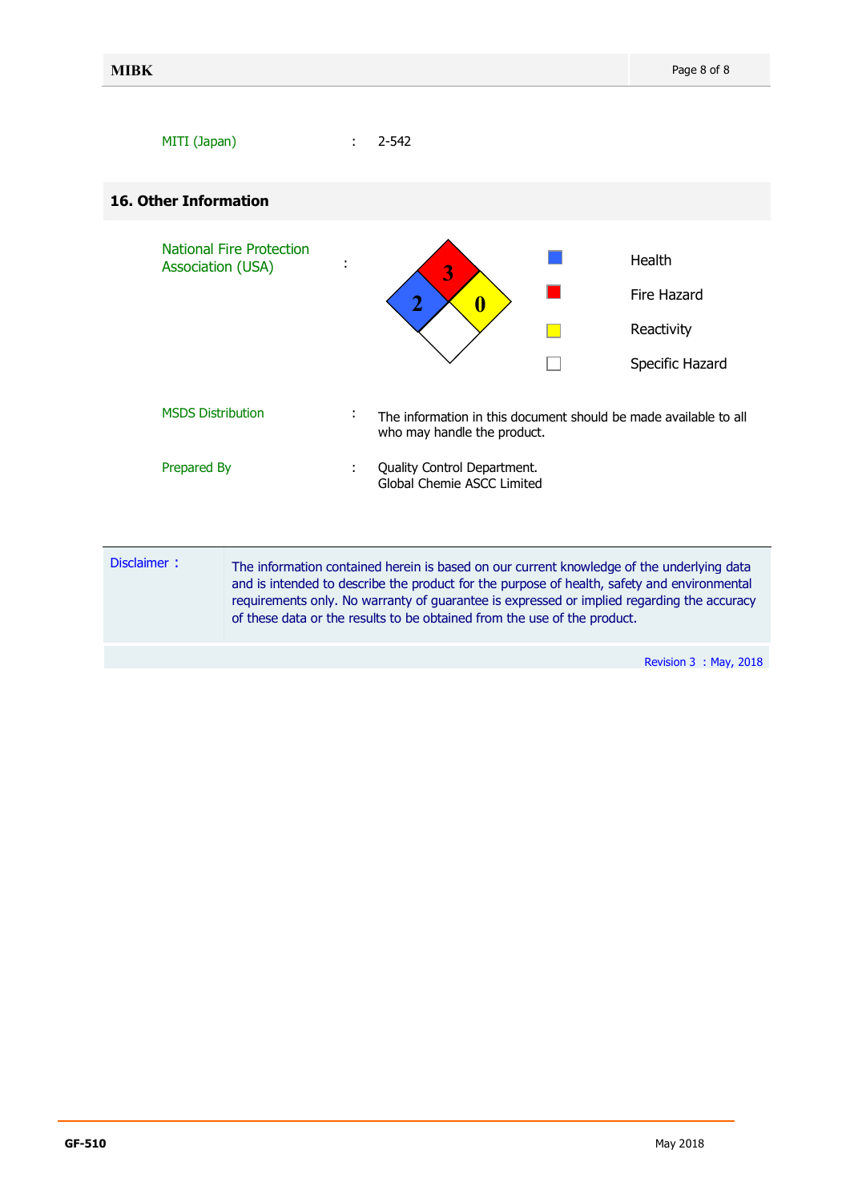MITI (Japan) : 2-542

## 16. Other Information

National Fire Protection Association (USA) :

3

2 0

Health

Fire Hazard

Reactivity

Specific Hazard

MSDS Distribution : The information in this document should be made available to all who may handle the product.

Prepared By : Quality Control Department.
Global Chemie ASCC Limited

Disclaimer : The information contained herein is based on our current knowledge of the underlying data and is intended to describe the product for the purpose of health, safety and environmental requirements only. No warranty of guarantee is expressed or implied regarding the accuracy of these data or the results to be obtained from the use of the product.

Revision 3 : May, 2018